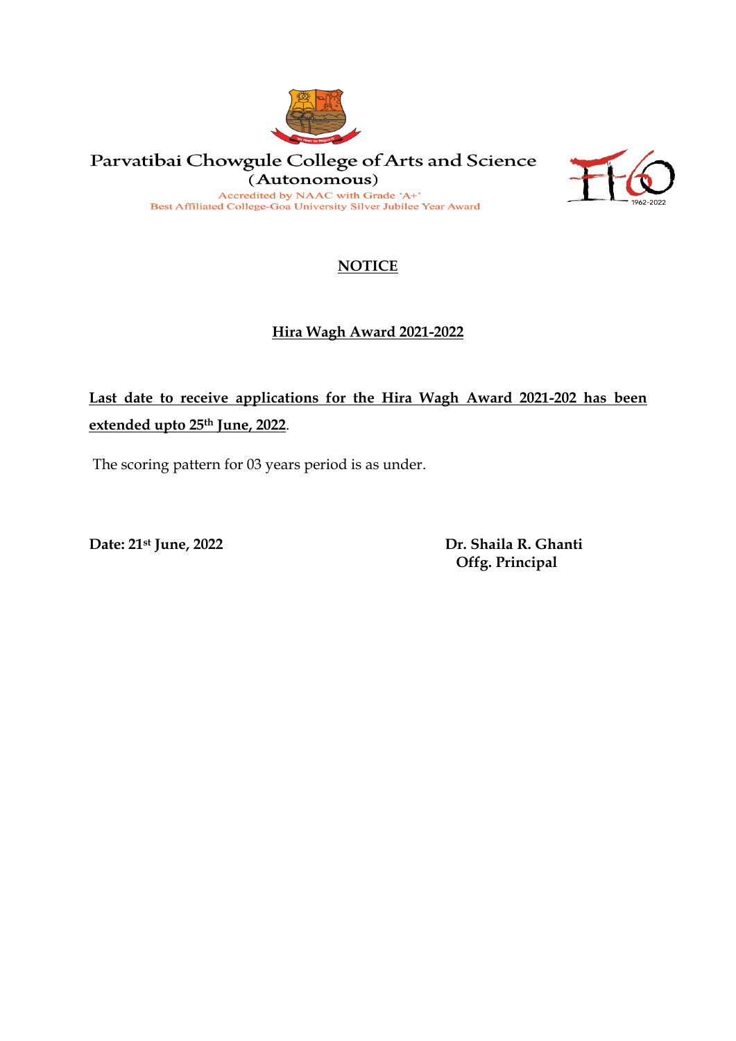# Parvatibai Chowgule College of Arts and Science

## (Autonomous)

Accredited by NAAC with Grade 'A+'

Best Affiliated College-Goa University Silver Jubilee Year Award

1962-2022

## NOTICE

### Hira Wagh Award 2021-2022

**Last date to receive applications for the Hira Wagh Award 2021-202 has been extended upto 25th June, 2022**.

The scoring pattern for 03 years period is as under.

**Date: 21st June, 2022**

**Dr. Shaila R. Ghanti**
**Offg. Principal**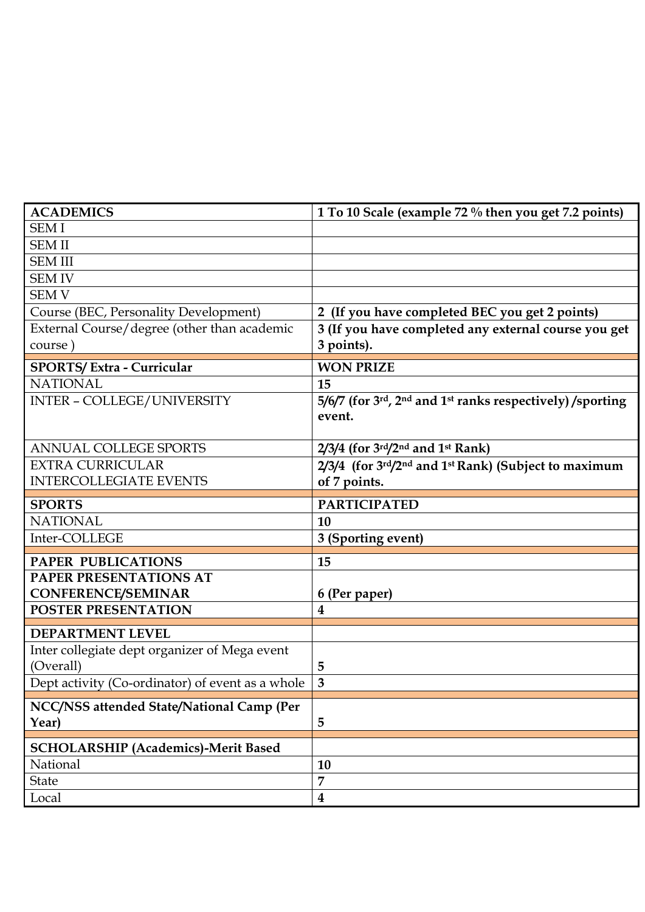| | |
|---|---|
| **ACADEMICS** | **1 To 10 Scale (example 72 % then you get 7.2 points)** |
| SEM I | |
| SEM II | |
| SEM III | |
| SEM IV | |
| SEM V | |
| Course (BEC, Personality Development) | **2 (If you have completed BEC you get 2 points)** |
| External Course/degree (other than academic course ) | **3 (If you have completed any external course you get 3 points).** |
| | |
| **SPORTS/ Extra - Curricular** | **WON PRIZE** |
| NATIONAL | **15** |
| INTER – COLLEGE/UNIVERSITY | **5/6/7 (for 3rd, 2nd and 1st ranks respectively) /sporting event.** |
| ANNUAL COLLEGE SPORTS | **2/3/4 (for 3rd/2nd and 1st Rank)** |
| EXTRA CURRICULAR INTERCOLLEGIATE EVENTS | **2/3/4 (for 3rd/2nd and 1st Rank) (Subject to maximum of 7 points.** |
| | |
| **SPORTS** | **PARTICIPATED** |
| NATIONAL | **10** |
| Inter-COLLEGE | **3 (Sporting event)** |
| | |
| **PAPER PUBLICATIONS** | **15** |
| **PAPER PRESENTATIONS AT CONFERENCE/SEMINAR** | **6 (Per paper)** |
| **POSTER PRESENTATION** | **4** |
| | |
| **DEPARTMENT LEVEL** | |
| Inter collegiate dept organizer of Mega event (Overall) | **5** |
| Dept activity (Co-ordinator) of event as a whole | **3** |
| | |
| **NCC/NSS attended State/National Camp (Per Year)** | **5** |
| | |
| **SCHOLARSHIP (Academics)-Merit Based** | |
| National | **10** |
| State | **7** |
| Local | **4** |